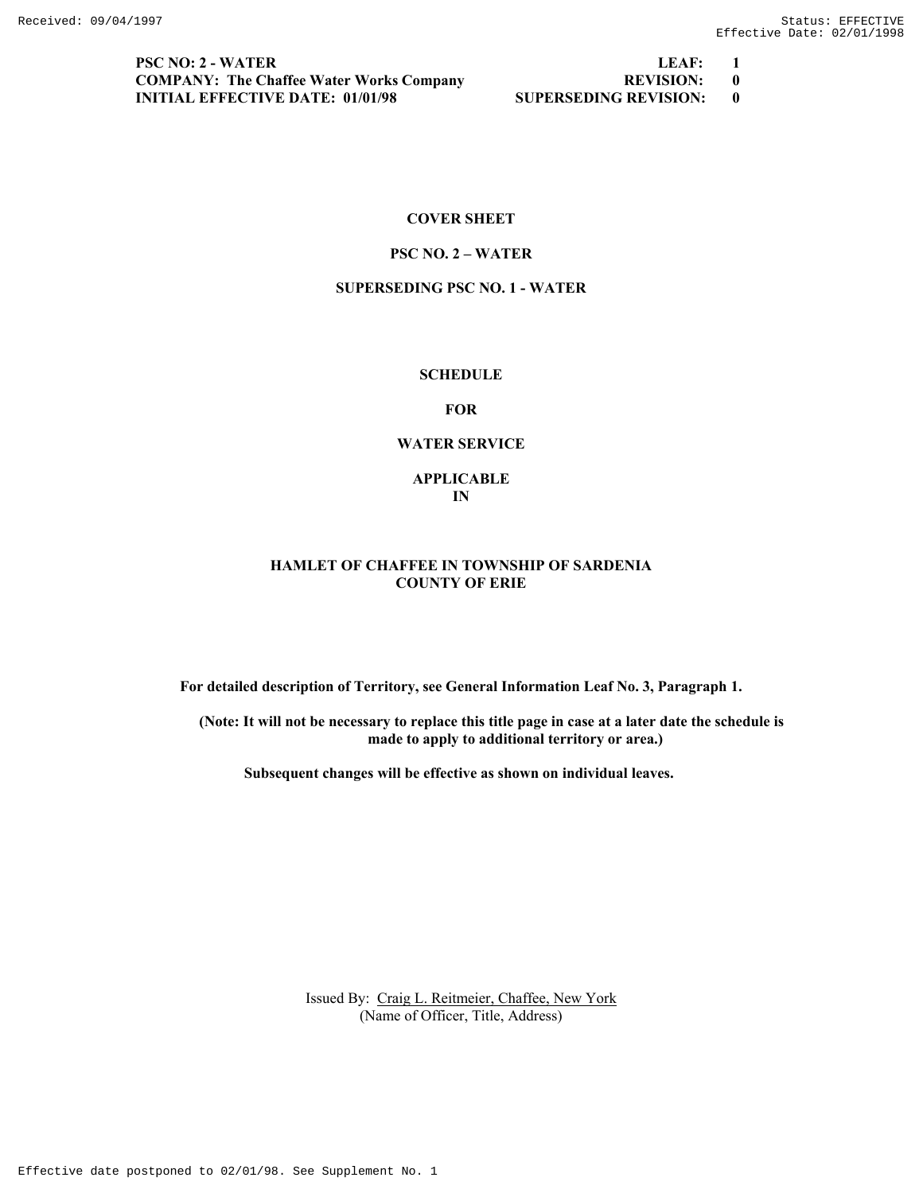**PSC NO: 2 - WATER** | **LEAF: 1**
**COMPANY: The Chaffee Water Works Company** | **REVISION: 0**
**INITIAL EFFECTIVE DATE: 01/01/98** | **SUPERSEDING REVISION: 0**

**COVER SHEET**

**PSC NO. 2 – WATER**

**SUPERSEDING PSC NO. 1 - WATER**

**SCHEDULE**

**FOR**

**WATER SERVICE**

**APPLICABLE**
**IN**

**HAMLET OF CHAFFEE IN TOWNSHIP OF SARDENIA**
**COUNTY OF ERIE**

**For detailed description of Territory, see General Information Leaf No. 3, Paragraph 1.**

**(Note: It will not be necessary to replace this title page in case at a later date the schedule is made to apply to additional territory or area.)**

**Subsequent changes will be effective as shown on individual leaves.**

Issued By: Craig L. Reitmeier, Chaffee, New York
(Name of Officer, Title, Address)

Effective date postponed to 02/01/98. See Supplement No. 1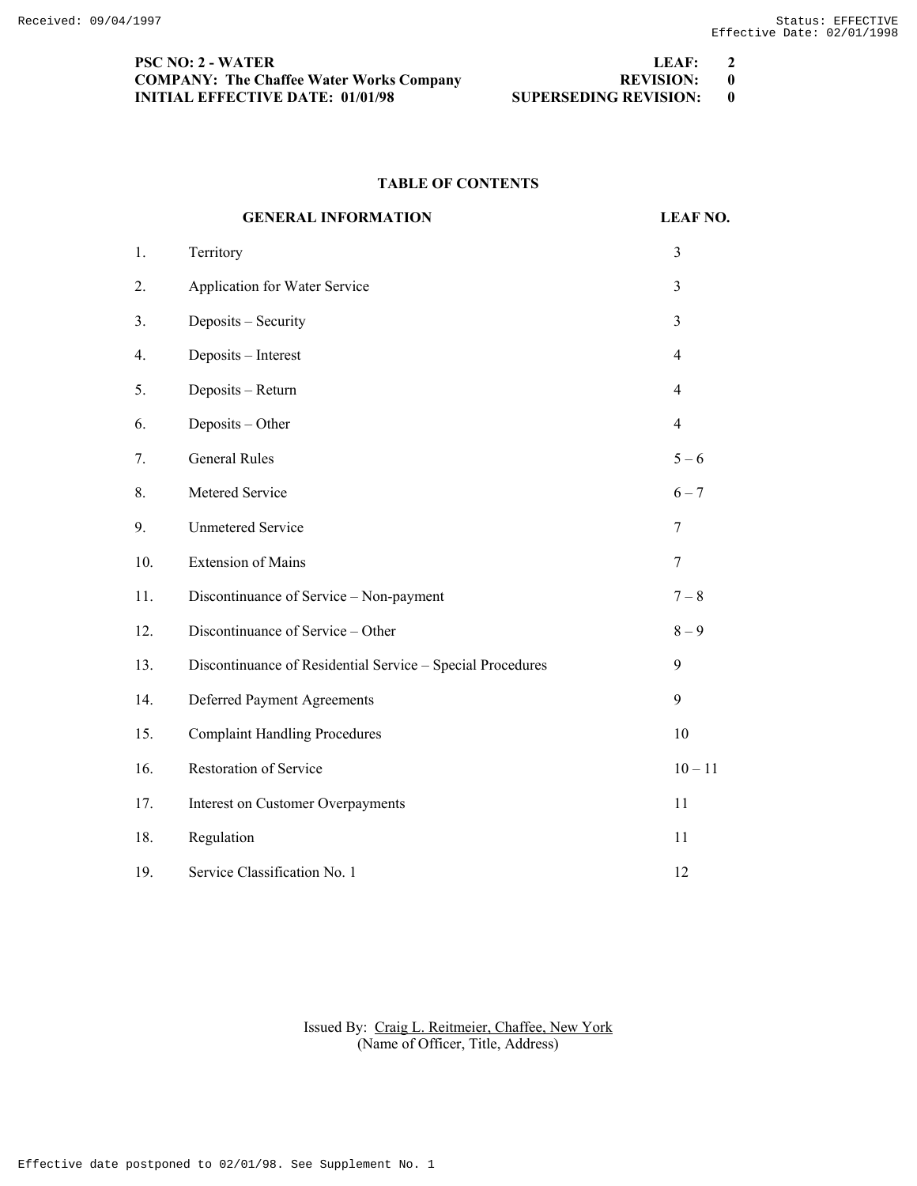**PSC NO: 2 - WATER** | **LEAF: 2**
**COMPANY: The Chaffee Water Works Company** | **REVISION: 0**
**INITIAL EFFECTIVE DATE: 01/01/98** | **SUPERSEDING REVISION: 0**

## TABLE OF CONTENTS

| | **GENERAL INFORMATION** | **LEAF NO.** |
|---|---|---|
| 1. | Territory | 3 |
| 2. | Application for Water Service | 3 |
| 3. | Deposits – Security | 3 |
| 4. | Deposits – Interest | 4 |
| 5. | Deposits – Return | 4 |
| 6. | Deposits – Other | 4 |
| 7. | General Rules | 5 – 6 |
| 8. | Metered Service | 6 – 7 |
| 9. | Unmetered Service | 7 |
| 10. | Extension of Mains | 7 |
| 11. | Discontinuance of Service – Non-payment | 7 – 8 |
| 12. | Discontinuance of Service – Other | 8 – 9 |
| 13. | Discontinuance of Residential Service – Special Procedures | 9 |
| 14. | Deferred Payment Agreements | 9 |
| 15. | Complaint Handling Procedures | 10 |
| 16. | Restoration of Service | 10 – 11 |
| 17. | Interest on Customer Overpayments | 11 |
| 18. | Regulation | 11 |
| 19. | Service Classification No. 1 | 12 |

Issued By: Craig L. Reitmeier, Chaffee, New York
(Name of Officer, Title, Address)

Effective date postponed to 02/01/98. See Supplement No. 1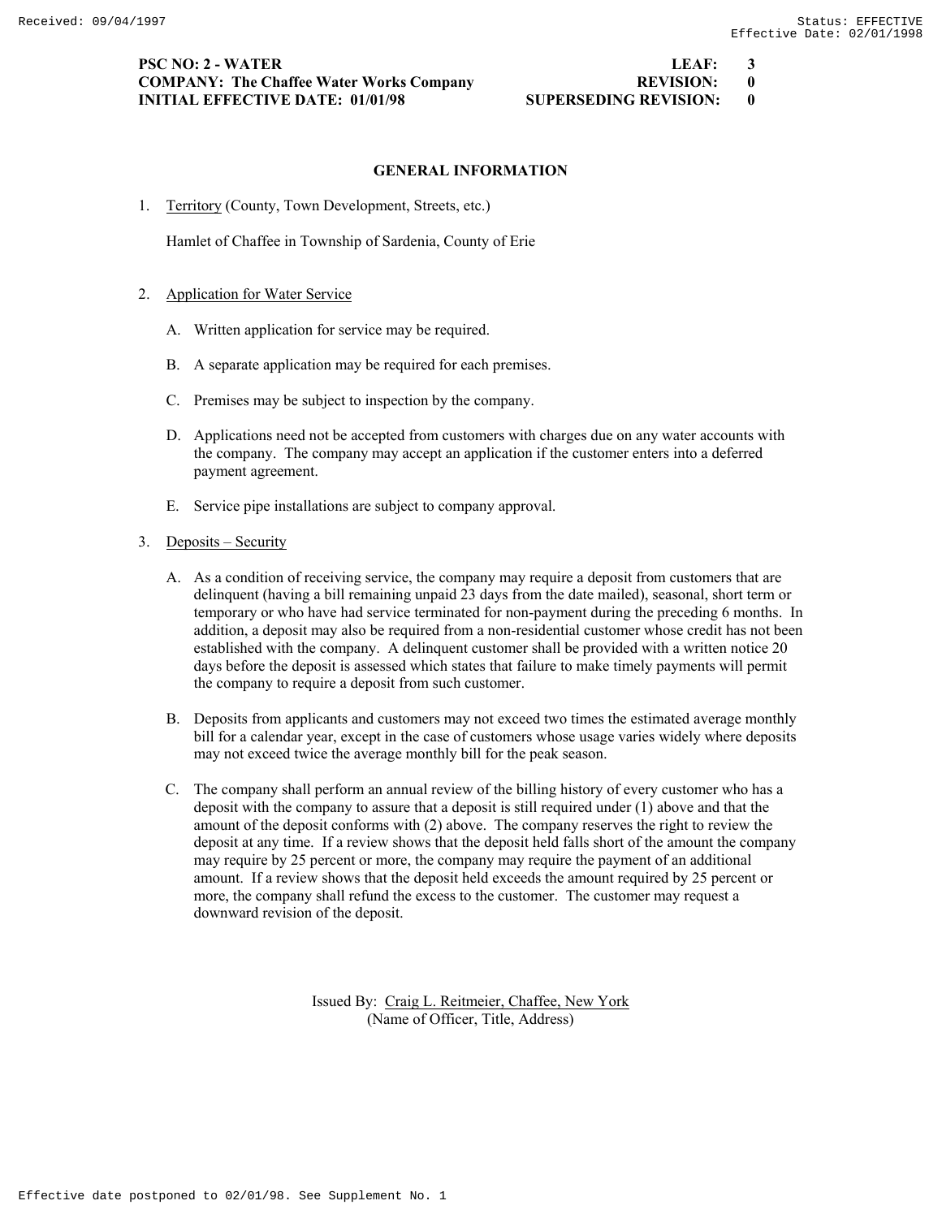**PSC NO: 2 - WATER** **LEAF: 3**
**COMPANY: The Chaffee Water Works Company** **REVISION: 0**
**INITIAL EFFECTIVE DATE: 01/01/98** **SUPERSEDING REVISION: 0**

## GENERAL INFORMATION

1. Territory (County, Town Development, Streets, etc.)

   Hamlet of Chaffee in Township of Sardenia, County of Erie

2. Application for Water Service

   A. Written application for service may be required.

   B. A separate application may be required for each premises.

   C. Premises may be subject to inspection by the company.

   D. Applications need not be accepted from customers with charges due on any water accounts with the company. The company may accept an application if the customer enters into a deferred payment agreement.

   E. Service pipe installations are subject to company approval.

3. Deposits – Security

   A. As a condition of receiving service, the company may require a deposit from customers that are delinquent (having a bill remaining unpaid 23 days from the date mailed), seasonal, short term or temporary or who have had service terminated for non-payment during the preceding 6 months. In addition, a deposit may also be required from a non-residential customer whose credit has not been established with the company. A delinquent customer shall be provided with a written notice 20 days before the deposit is assessed which states that failure to make timely payments will permit the company to require a deposit from such customer.

   B. Deposits from applicants and customers may not exceed two times the estimated average monthly bill for a calendar year, except in the case of customers whose usage varies widely where deposits may not exceed twice the average monthly bill for the peak season.

   C. The company shall perform an annual review of the billing history of every customer who has a deposit with the company to assure that a deposit is still required under (1) above and that the amount of the deposit conforms with (2) above. The company reserves the right to review the deposit at any time. If a review shows that the deposit held falls short of the amount the company may require by 25 percent or more, the company may require the payment of an additional amount. If a review shows that the deposit held exceeds the amount required by 25 percent or more, the company shall refund the excess to the customer. The customer may request a downward revision of the deposit.

Issued By: Craig L. Reitmeier, Chaffee, New York
(Name of Officer, Title, Address)

Effective date postponed to 02/01/98. See Supplement No. 1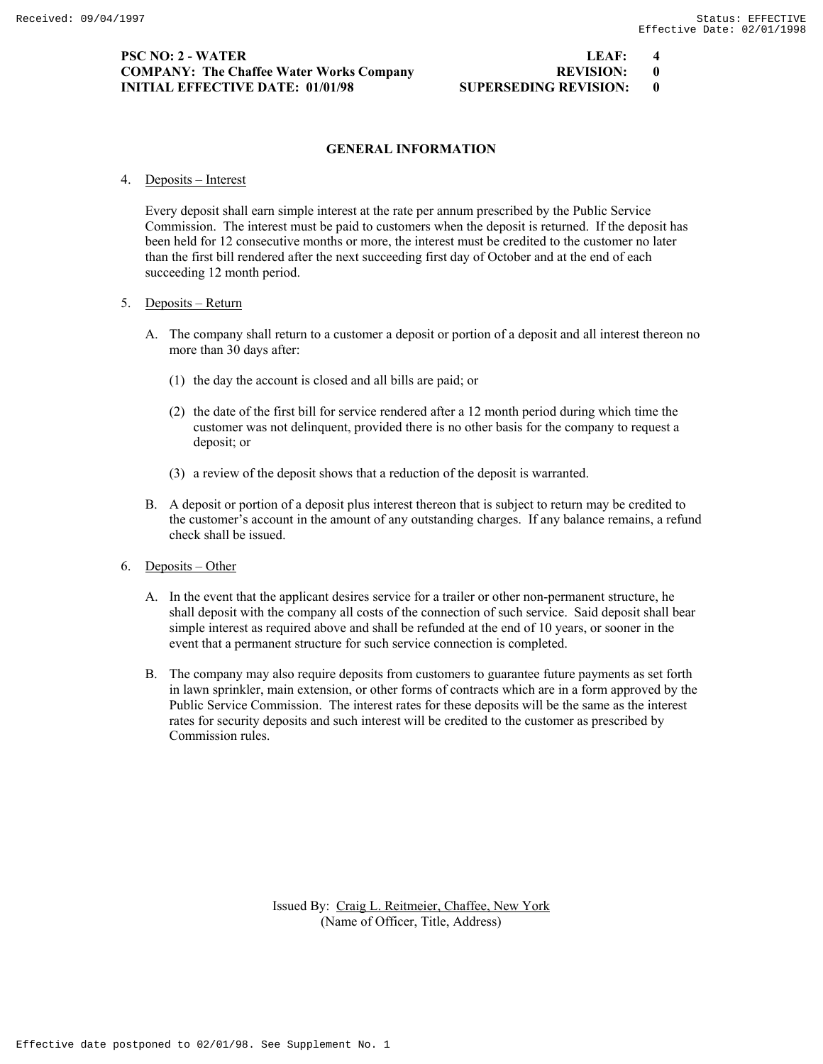**PSC NO: 2 - WATER** | **LEAF: 4**
**COMPANY: The Chaffee Water Works Company** | **REVISION: 0**
**INITIAL EFFECTIVE DATE: 01/01/98** | **SUPERSEDING REVISION: 0**

## GENERAL INFORMATION

4. Deposits – Interest

   Every deposit shall earn simple interest at the rate per annum prescribed by the Public Service Commission. The interest must be paid to customers when the deposit is returned. If the deposit has been held for 12 consecutive months or more, the interest must be credited to the customer no later than the first bill rendered after the next succeeding first day of October and at the end of each succeeding 12 month period.

5. Deposits – Return

   A. The company shall return to a customer a deposit or portion of a deposit and all interest thereon no more than 30 days after:

      (1) the day the account is closed and all bills are paid; or

      (2) the date of the first bill for service rendered after a 12 month period during which time the customer was not delinquent, provided there is no other basis for the company to request a deposit; or

      (3) a review of the deposit shows that a reduction of the deposit is warranted.

   B. A deposit or portion of a deposit plus interest thereon that is subject to return may be credited to the customer's account in the amount of any outstanding charges. If any balance remains, a refund check shall be issued.

6. Deposits – Other

   A. In the event that the applicant desires service for a trailer or other non-permanent structure, he shall deposit with the company all costs of the connection of such service. Said deposit shall bear simple interest as required above and shall be refunded at the end of 10 years, or sooner in the event that a permanent structure for such service connection is completed.

   B. The company may also require deposits from customers to guarantee future payments as set forth in lawn sprinkler, main extension, or other forms of contracts which are in a form approved by the Public Service Commission. The interest rates for these deposits will be the same as the interest rates for security deposits and such interest will be credited to the customer as prescribed by Commission rules.

Issued By: Craig L. Reitmeier, Chaffee, New York
(Name of Officer, Title, Address)

Effective date postponed to 02/01/98. See Supplement No. 1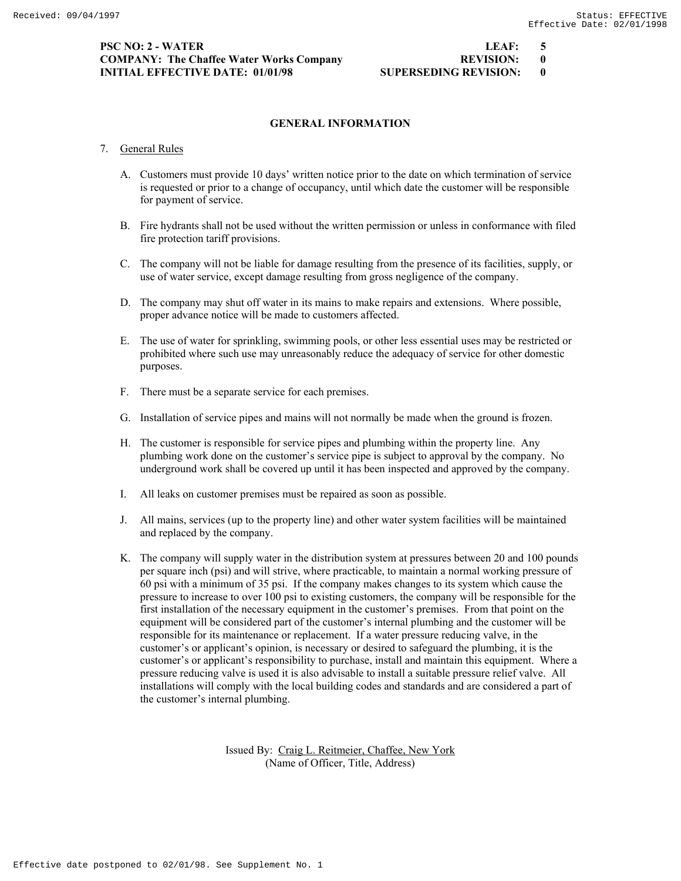**PSC NO: 2 - WATER** | **LEAF: 5**
**COMPANY: The Chaffee Water Works Company** | **REVISION: 0**
**INITIAL EFFECTIVE DATE: 01/01/98** | **SUPERSEDING REVISION: 0**

## GENERAL INFORMATION

7. General Rules

   A. Customers must provide 10 days' written notice prior to the date on which termination of service is requested or prior to a change of occupancy, until which date the customer will be responsible for payment of service.

   B. Fire hydrants shall not be used without the written permission or unless in conformance with filed fire protection tariff provisions.

   C. The company will not be liable for damage resulting from the presence of its facilities, supply, or use of water service, except damage resulting from gross negligence of the company.

   D. The company may shut off water in its mains to make repairs and extensions. Where possible, proper advance notice will be made to customers affected.

   E. The use of water for sprinkling, swimming pools, or other less essential uses may be restricted or prohibited where such use may unreasonably reduce the adequacy of service for other domestic purposes.

   F. There must be a separate service for each premises.

   G. Installation of service pipes and mains will not normally be made when the ground is frozen.

   H. The customer is responsible for service pipes and plumbing within the property line. Any plumbing work done on the customer's service pipe is subject to approval by the company. No underground work shall be covered up until it has been inspected and approved by the company.

   I. All leaks on customer premises must be repaired as soon as possible.

   J. All mains, services (up to the property line) and other water system facilities will be maintained and replaced by the company.

   K. The company will supply water in the distribution system at pressures between 20 and 100 pounds per square inch (psi) and will strive, where practicable, to maintain a normal working pressure of 60 psi with a minimum of 35 psi. If the company makes changes to its system which cause the pressure to increase to over 100 psi to existing customers, the company will be responsible for the first installation of the necessary equipment in the customer's premises. From that point on the equipment will be considered part of the customer's internal plumbing and the customer will be responsible for its maintenance or replacement. If a water pressure reducing valve, in the customer's or applicant's opinion, is necessary or desired to safeguard the plumbing, it is the customer's or applicant's responsibility to purchase, install and maintain this equipment. Where a pressure reducing valve is used it is also advisable to install a suitable pressure relief valve. All installations will comply with the local building codes and standards and are considered a part of the customer's internal plumbing.

Issued By: Craig L. Reitmeier, Chaffee, New York
(Name of Officer, Title, Address)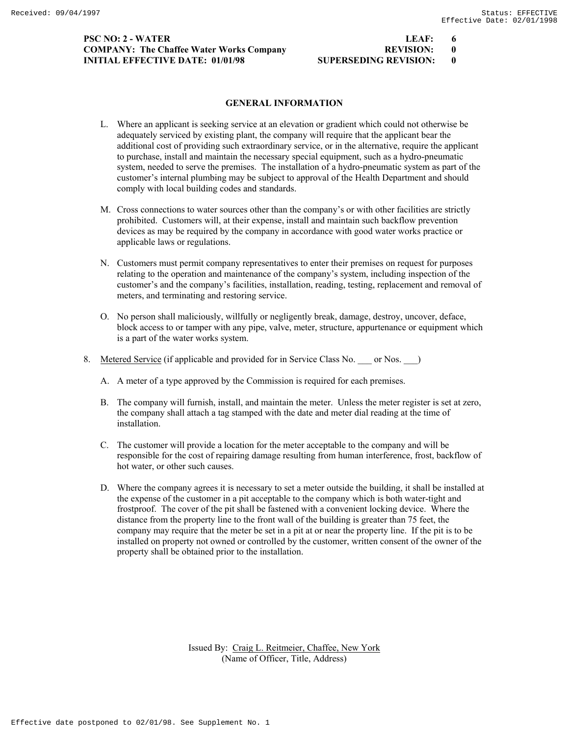## GENERAL INFORMATION

L. Where an applicant is seeking service at an elevation or gradient which could not otherwise be adequately serviced by existing plant, the company will require that the applicant bear the additional cost of providing such extraordinary service, or in the alternative, require the applicant to purchase, install and maintain the necessary special equipment, such as a hydro-pneumatic system, needed to serve the premises. The installation of a hydro-pneumatic system as part of the customer's internal plumbing may be subject to approval of the Health Department and should comply with local building codes and standards.

M. Cross connections to water sources other than the company's or with other facilities are strictly prohibited. Customers will, at their expense, install and maintain such backflow prevention devices as may be required by the company in accordance with good water works practice or applicable laws or regulations.

N. Customers must permit company representatives to enter their premises on request for purposes relating to the operation and maintenance of the company's system, including inspection of the customer's and the company's facilities, installation, reading, testing, replacement and removal of meters, and terminating and restoring service.

O. No person shall maliciously, willfully or negligently break, damage, destroy, uncover, deface, block access to or tamper with any pipe, valve, meter, structure, appurtenance or equipment which is a part of the water works system.

8. Metered Service (if applicable and provided for in Service Class No. ___ or Nos. ___)

   A. A meter of a type approved by the Commission is required for each premises.

   B. The company will furnish, install, and maintain the meter. Unless the meter register is set at zero, the company shall attach a tag stamped with the date and meter dial reading at the time of installation.

   C. The customer will provide a location for the meter acceptable to the company and will be responsible for the cost of repairing damage resulting from human interference, frost, backflow of hot water, or other such causes.

   D. Where the company agrees it is necessary to set a meter outside the building, it shall be installed at the expense of the customer in a pit acceptable to the company which is both water-tight and frostproof. The cover of the pit shall be fastened with a convenient locking device. Where the distance from the property line to the front wall of the building is greater than 75 feet, the company may require that the meter be set in a pit at or near the property line. If the pit is to be installed on property not owned or controlled by the customer, written consent of the owner of the property shall be obtained prior to the installation.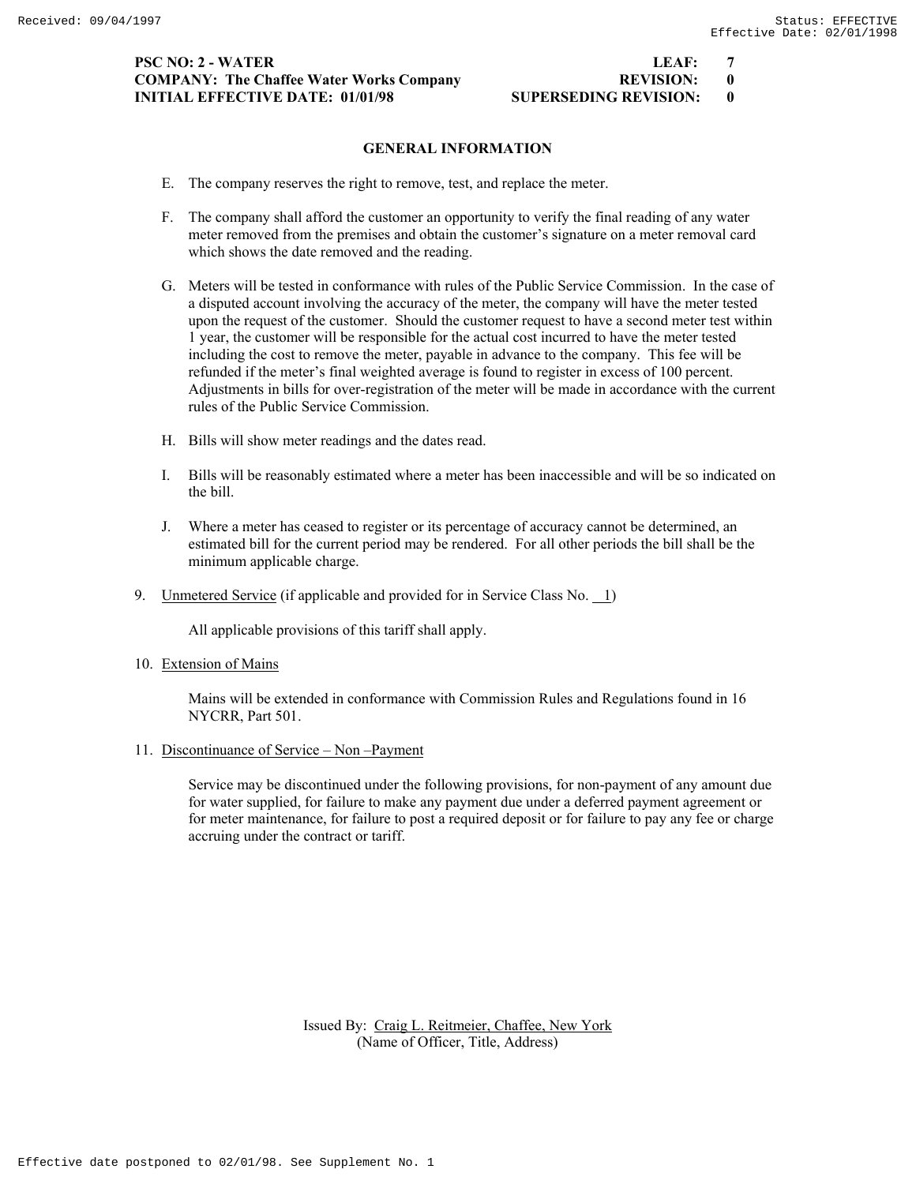## GENERAL INFORMATION

E. The company reserves the right to remove, test, and replace the meter.

F. The company shall afford the customer an opportunity to verify the final reading of any water meter removed from the premises and obtain the customer's signature on a meter removal card which shows the date removed and the reading.

G. Meters will be tested in conformance with rules of the Public Service Commission. In the case of a disputed account involving the accuracy of the meter, the company will have the meter tested upon the request of the customer. Should the customer request to have a second meter test within 1 year, the customer will be responsible for the actual cost incurred to have the meter tested including the cost to remove the meter, payable in advance to the company. This fee will be refunded if the meter's final weighted average is found to register in excess of 100 percent. Adjustments in bills for over-registration of the meter will be made in accordance with the current rules of the Public Service Commission.

H. Bills will show meter readings and the dates read.

I. Bills will be reasonably estimated where a meter has been inaccessible and will be so indicated on the bill.

J. Where a meter has ceased to register or its percentage of accuracy cannot be determined, an estimated bill for the current period may be rendered. For all other periods the bill shall be the minimum applicable charge.

9. Unmetered Service (if applicable and provided for in Service Class No. 1)

   All applicable provisions of this tariff shall apply.

10. Extension of Mains

    Mains will be extended in conformance with Commission Rules and Regulations found in 16 NYCRR, Part 501.

11. Discontinuance of Service – Non –Payment

    Service may be discontinued under the following provisions, for non-payment of any amount due for water supplied, for failure to make any payment due under a deferred payment agreement or for meter maintenance, for failure to post a required deposit or for failure to pay any fee or charge accruing under the contract or tariff.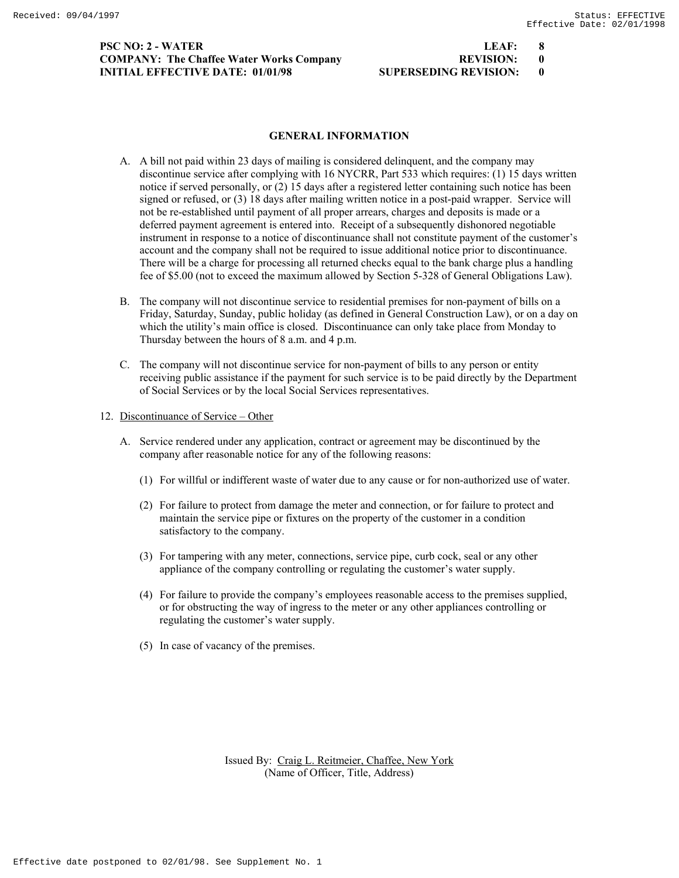**PSC NO: 2 - WATER** | **LEAF: 8**
**COMPANY: The Chaffee Water Works Company** | **REVISION: 0**
**INITIAL EFFECTIVE DATE: 01/01/98** | **SUPERSEDING REVISION: 0**

## GENERAL INFORMATION

A. A bill not paid within 23 days of mailing is considered delinquent, and the company may discontinue service after complying with 16 NYCRR, Part 533 which requires: (1) 15 days written notice if served personally, or (2) 15 days after a registered letter containing such notice has been signed or refused, or (3) 18 days after mailing written notice in a post-paid wrapper. Service will not be re-established until payment of all proper arrears, charges and deposits is made or a deferred payment agreement is entered into. Receipt of a subsequently dishonored negotiable instrument in response to a notice of discontinuance shall not constitute payment of the customer's account and the company shall not be required to issue additional notice prior to discontinuance. There will be a charge for processing all returned checks equal to the bank charge plus a handling fee of $5.00 (not to exceed the maximum allowed by Section 5-328 of General Obligations Law).

B. The company will not discontinue service to residential premises for non-payment of bills on a Friday, Saturday, Sunday, public holiday (as defined in General Construction Law), or on a day on which the utility's main office is closed. Discontinuance can only take place from Monday to Thursday between the hours of 8 a.m. and 4 p.m.

C. The company will not discontinue service for non-payment of bills to any person or entity receiving public assistance if the payment for such service is to be paid directly by the Department of Social Services or by the local Social Services representatives.

12. Discontinuance of Service – Other

A. Service rendered under any application, contract or agreement may be discontinued by the company after reasonable notice for any of the following reasons:

(1) For willful or indifferent waste of water due to any cause or for non-authorized use of water.

(2) For failure to protect from damage the meter and connection, or for failure to protect and maintain the service pipe or fixtures on the property of the customer in a condition satisfactory to the company.

(3) For tampering with any meter, connections, service pipe, curb cock, seal or any other appliance of the company controlling or regulating the customer's water supply.

(4) For failure to provide the company's employees reasonable access to the premises supplied, or for obstructing the way of ingress to the meter or any other appliances controlling or regulating the customer's water supply.

(5) In case of vacancy of the premises.

Issued By: Craig L. Reitmeier, Chaffee, New York
(Name of Officer, Title, Address)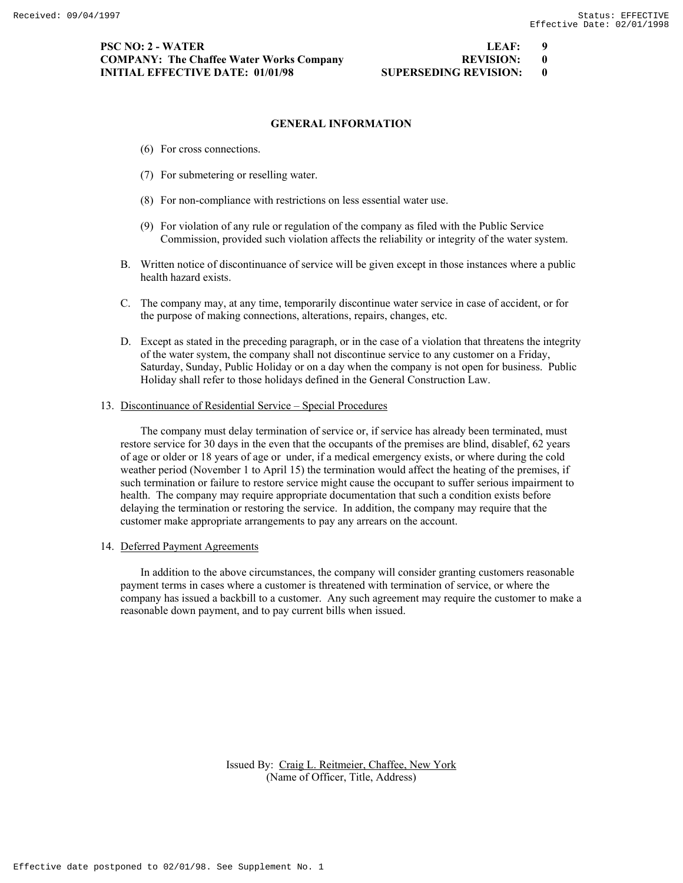**PSC NO: 2 - WATER** **LEAF: 9**
**COMPANY: The Chaffee Water Works Company** **REVISION: 0**
**INITIAL EFFECTIVE DATE: 01/01/98** **SUPERSEDING REVISION: 0**

## GENERAL INFORMATION

(6) For cross connections.

(7) For submetering or reselling water.

(8) For non-compliance with restrictions on less essential water use.

(9) For violation of any rule or regulation of the company as filed with the Public Service Commission, provided such violation affects the reliability or integrity of the water system.

B. Written notice of discontinuance of service will be given except in those instances where a public health hazard exists.

C. The company may, at any time, temporarily discontinue water service in case of accident, or for the purpose of making connections, alterations, repairs, changes, etc.

D. Except as stated in the preceding paragraph, or in the case of a violation that threatens the integrity of the water system, the company shall not discontinue service to any customer on a Friday, Saturday, Sunday, Public Holiday or on a day when the company is not open for business. Public Holiday shall refer to those holidays defined in the General Construction Law.

13. Discontinuance of Residential Service – Special Procedures

The company must delay termination of service or, if service has already been terminated, must restore service for 30 days in the even that the occupants of the premises are blind, disablef, 62 years of age or older or 18 years of age or under, if a medical emergency exists, or where during the cold weather period (November 1 to April 15) the termination would affect the heating of the premises, if such termination or failure to restore service might cause the occupant to suffer serious impairment to health. The company may require appropriate documentation that such a condition exists before delaying the termination or restoring the service. In addition, the company may require that the customer make appropriate arrangements to pay any arrears on the account.

14. Deferred Payment Agreements

In addition to the above circumstances, the company will consider granting customers reasonable payment terms in cases where a customer is threatened with termination of service, or where the company has issued a backbill to a customer. Any such agreement may require the customer to make a reasonable down payment, and to pay current bills when issued.

Issued By: Craig L. Reitmeier, Chaffee, New York
(Name of Officer, Title, Address)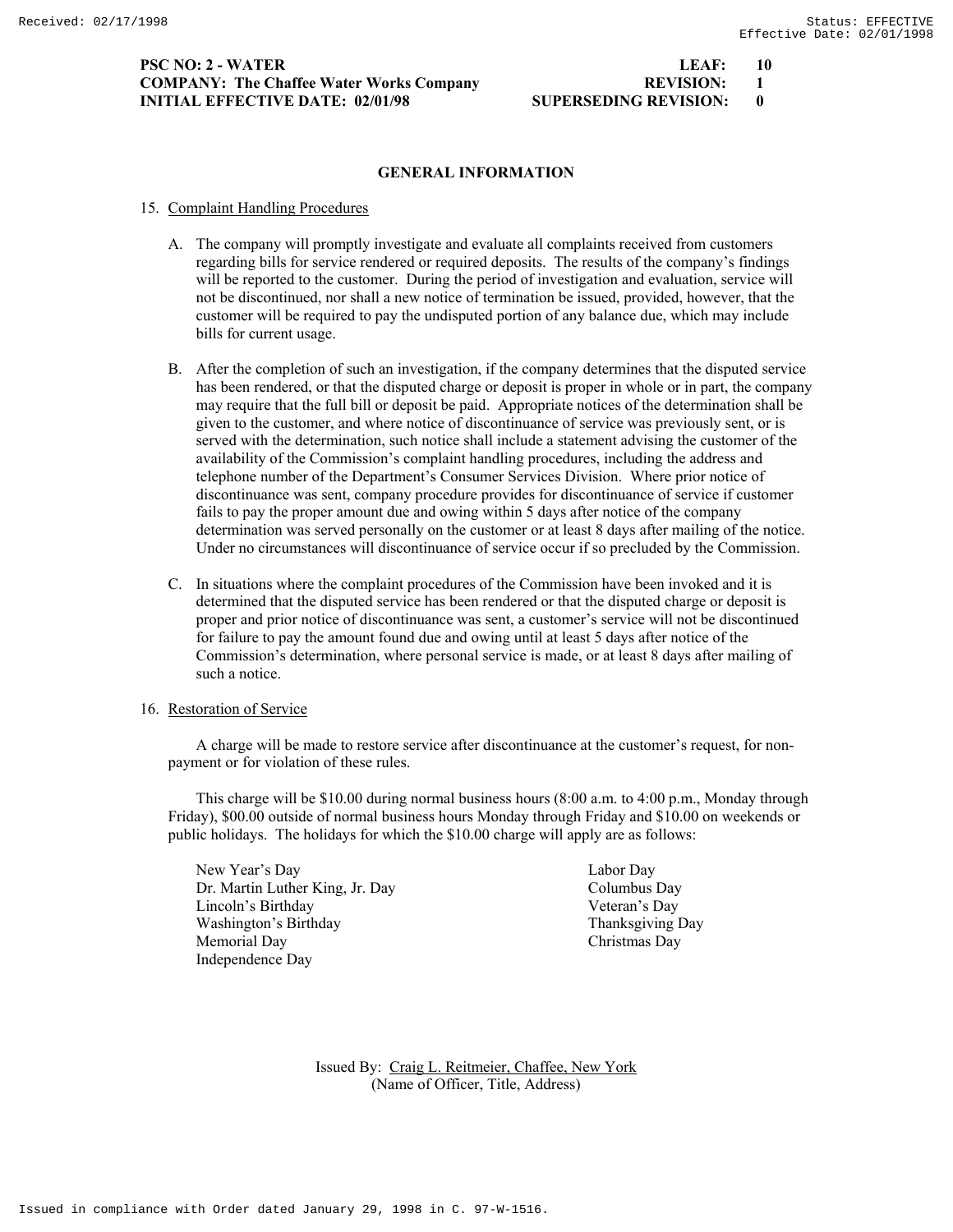**PSC NO: 2 - WATER** | **LEAF: 10**
**COMPANY: The Chaffee Water Works Company** | **REVISION: 1**
**INITIAL EFFECTIVE DATE: 02/01/98** | **SUPERSEDING REVISION: 0**

## GENERAL INFORMATION

15. Complaint Handling Procedures

    A. The company will promptly investigate and evaluate all complaints received from customers regarding bills for service rendered or required deposits. The results of the company's findings will be reported to the customer. During the period of investigation and evaluation, service will not be discontinued, nor shall a new notice of termination be issued, provided, however, that the customer will be required to pay the undisputed portion of any balance due, which may include bills for current usage.

    B. After the completion of such an investigation, if the company determines that the disputed service has been rendered, or that the disputed charge or deposit is proper in whole or in part, the company may require that the full bill or deposit be paid. Appropriate notices of the determination shall be given to the customer, and where notice of discontinuance of service was previously sent, or is served with the determination, such notice shall include a statement advising the customer of the availability of the Commission's complaint handling procedures, including the address and telephone number of the Department's Consumer Services Division. Where prior notice of discontinuance was sent, company procedure provides for discontinuance of service if customer fails to pay the proper amount due and owing within 5 days after notice of the company determination was served personally on the customer or at least 8 days after mailing of the notice. Under no circumstances will discontinuance of service occur if so precluded by the Commission.

    C. In situations where the complaint procedures of the Commission have been invoked and it is determined that the disputed service has been rendered or that the disputed charge or deposit is proper and prior notice of discontinuance was sent, a customer's service will not be discontinued for failure to pay the amount found due and owing until at least 5 days after notice of the Commission's determination, where personal service is made, or at least 8 days after mailing of such a notice.

16. Restoration of Service

    A charge will be made to restore service after discontinuance at the customer's request, for non-payment or for violation of these rules.

    This charge will be $10.00 during normal business hours (8:00 a.m. to 4:00 p.m., Monday through Friday), $00.00 outside of normal business hours Monday through Friday and $10.00 on weekends or public holidays. The holidays for which the $10.00 charge will apply are as follows:

    New Year's Day
    Dr. Martin Luther King, Jr. Day
    Lincoln's Birthday
    Washington's Birthday
    Memorial Day
    Independence Day
    Labor Day
    Columbus Day
    Veteran's Day
    Thanksgiving Day
    Christmas Day

Issued By: Craig L. Reitmeier, Chaffee, New York
(Name of Officer, Title, Address)

Issued in compliance with Order dated January 29, 1998 in C. 97-W-1516.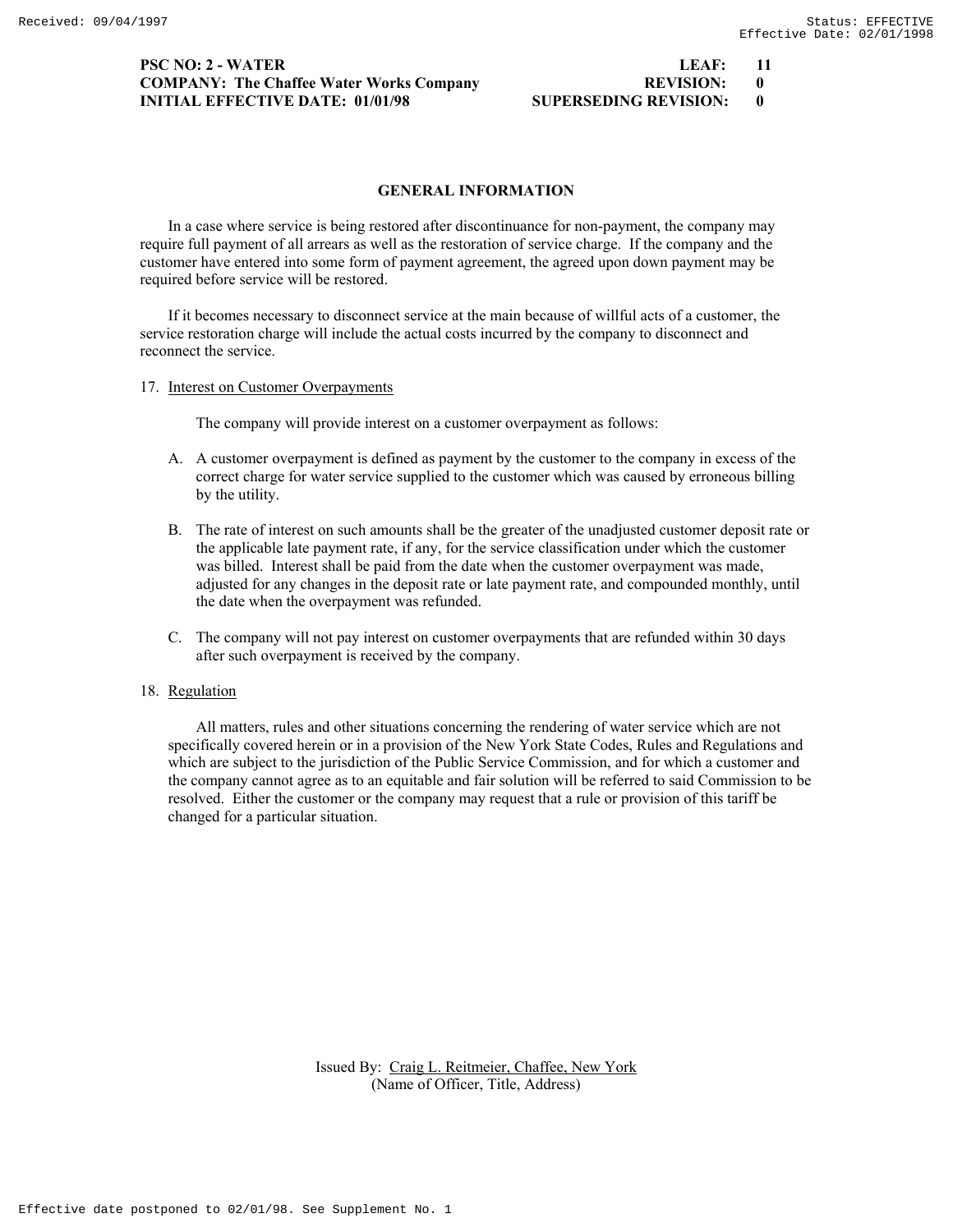## GENERAL INFORMATION

In a case where service is being restored after discontinuance for non-payment, the company may require full payment of all arrears as well as the restoration of service charge. If the company and the customer have entered into some form of payment agreement, the agreed upon down payment may be required before service will be restored.

If it becomes necessary to disconnect service at the main because of willful acts of a customer, the service restoration charge will include the actual costs incurred by the company to disconnect and reconnect the service.

17. Interest on Customer Overpayments

    The company will provide interest on a customer overpayment as follows:

    A. A customer overpayment is defined as payment by the customer to the company in excess of the correct charge for water service supplied to the customer which was caused by erroneous billing by the utility.

    B. The rate of interest on such amounts shall be the greater of the unadjusted customer deposit rate or the applicable late payment rate, if any, for the service classification under which the customer was billed. Interest shall be paid from the date when the customer overpayment was made, adjusted for any changes in the deposit rate or late payment rate, and compounded monthly, until the date when the overpayment was refunded.

    C. The company will not pay interest on customer overpayments that are refunded within 30 days after such overpayment is received by the company.

18. Regulation

    All matters, rules and other situations concerning the rendering of water service which are not specifically covered herein or in a provision of the New York State Codes, Rules and Regulations and which are subject to the jurisdiction of the Public Service Commission, and for which a customer and the company cannot agree as to an equitable and fair solution will be referred to said Commission to be resolved. Either the customer or the company may request that a rule or provision of this tariff be changed for a particular situation.

Issued By: Craig L. Reitmeier, Chaffee, New York
(Name of Officer, Title, Address)

Effective date postponed to 02/01/98. See Supplement No. 1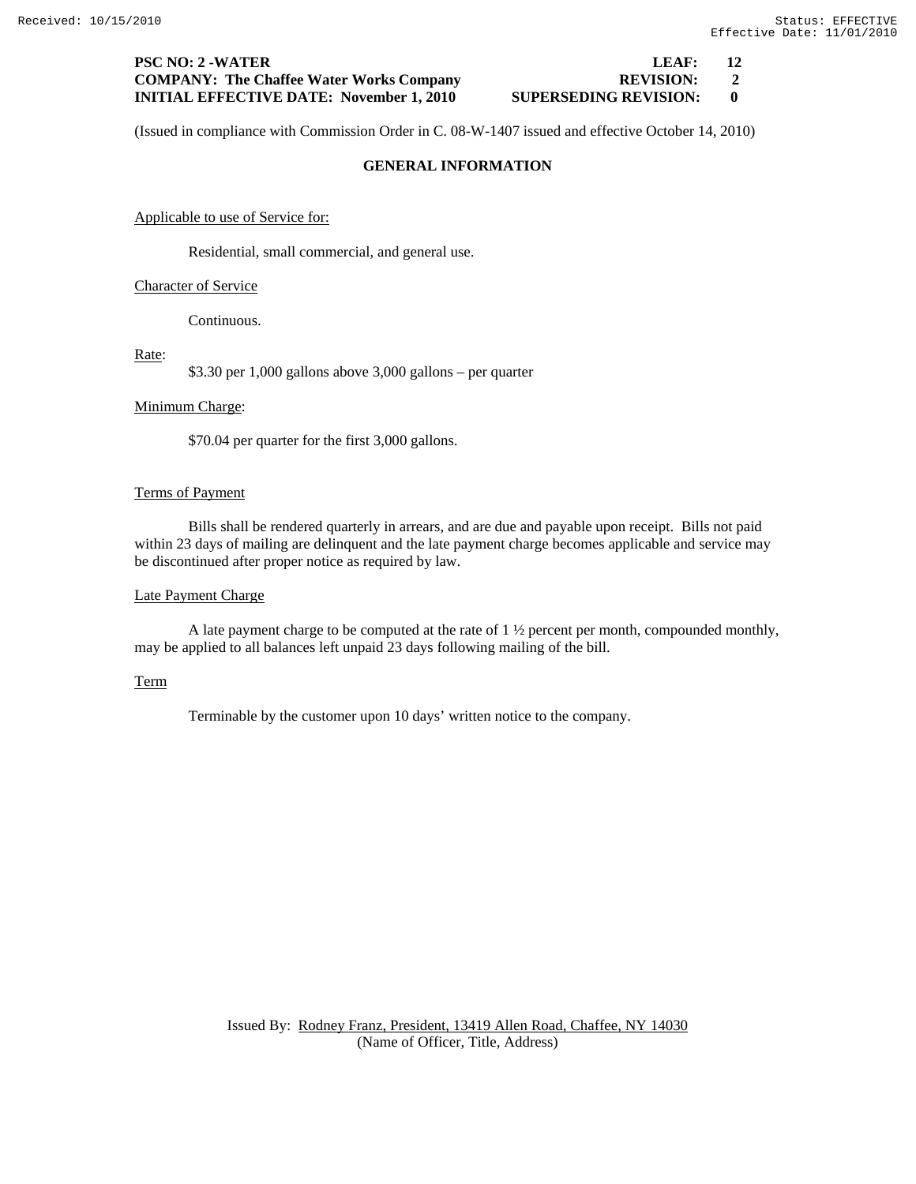**PSC NO: 2 -WATER** | **LEAF: 12**
**COMPANY: The Chaffee Water Works Company** | **REVISION: 2**
**INITIAL EFFECTIVE DATE: November 1, 2010** | **SUPERSEDING REVISION: 0**

(Issued in compliance with Commission Order in C. 08-W-1407 issued and effective October 14, 2010)

## GENERAL INFORMATION

Applicable to use of Service for:

Residential, small commercial, and general use.

Character of Service

Continuous.

Rate:

$3.30 per 1,000 gallons above 3,000 gallons – per quarter

Minimum Charge:

$70.04 per quarter for the first 3,000 gallons.

Terms of Payment

Bills shall be rendered quarterly in arrears, and are due and payable upon receipt. Bills not paid within 23 days of mailing are delinquent and the late payment charge becomes applicable and service may be discontinued after proper notice as required by law.

Late Payment Charge

A late payment charge to be computed at the rate of 1 ½ percent per month, compounded monthly, may be applied to all balances left unpaid 23 days following mailing of the bill.

Term

Terminable by the customer upon 10 days' written notice to the company.

Issued By: Rodney Franz, President, 13419 Allen Road, Chaffee, NY 14030
(Name of Officer, Title, Address)